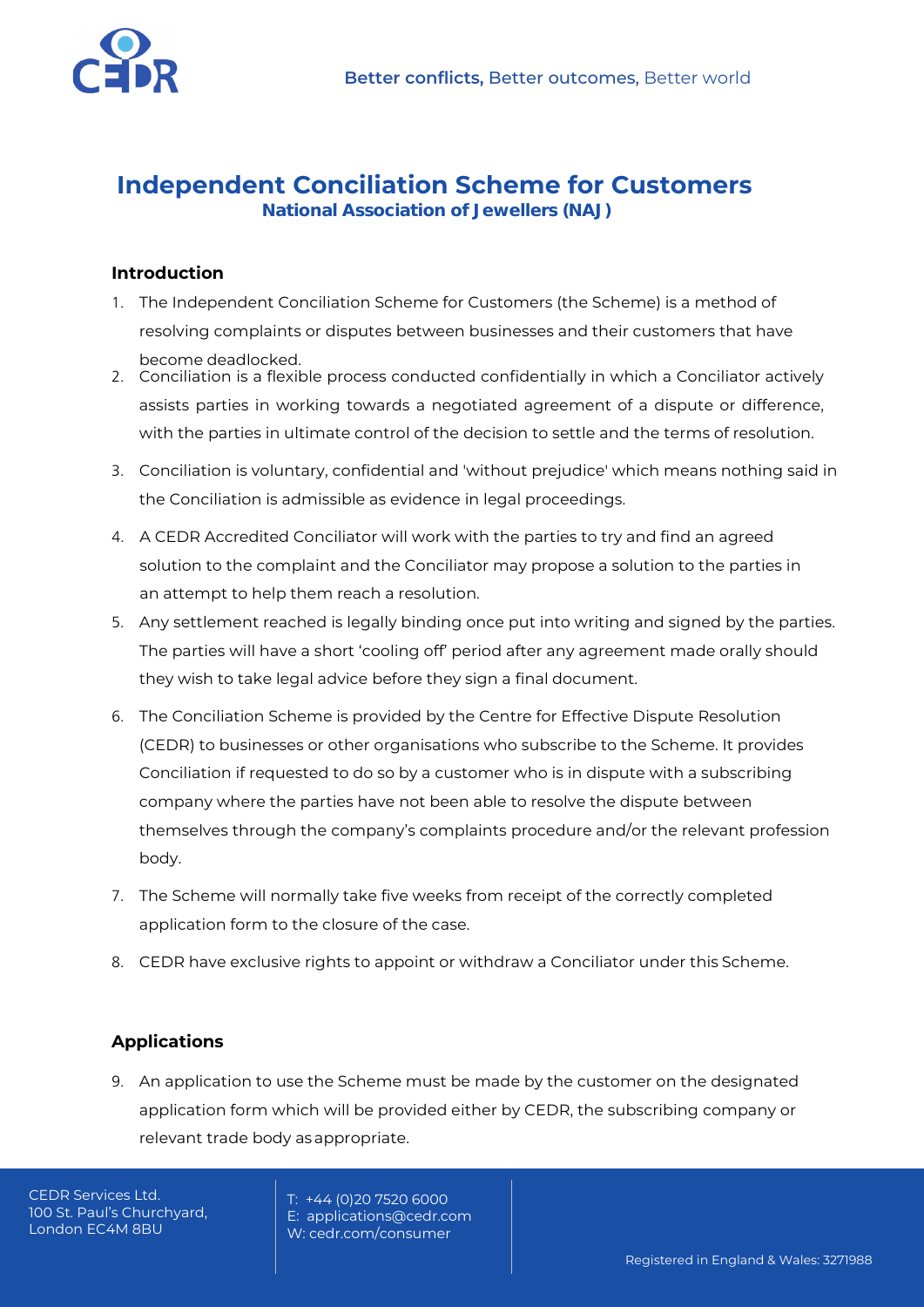# Independent Conciliation Scheme for Customers

**National Association of Jewellers (NAJ)**

## Introduction

1. The Independent Conciliation Scheme for Customers (the Scheme) is a method of resolving complaints or disputes between businesses and their customers that have become deadlocked.
2. Conciliation is a flexible process conducted confidentially in which a Conciliator actively assists parties in working towards a negotiated agreement of a dispute or difference, with the parties in ultimate control of the decision to settle and the terms of resolution.
3. Conciliation is voluntary, confidential and 'without prejudice' which means nothing said in the Conciliation is admissible as evidence in legal proceedings.
4. A CEDR Accredited Conciliator will work with the parties to try and find an agreed solution to the complaint and the Conciliator may propose a solution to the parties in an attempt to help them reach a resolution.
5. Any settlement reached is legally binding once put into writing and signed by the parties. The parties will have a short 'cooling off' period after any agreement made orally should they wish to take legal advice before they sign a final document.
6. The Conciliation Scheme is provided by the Centre for Effective Dispute Resolution (CEDR) to businesses or other organisations who subscribe to the Scheme. It provides Conciliation if requested to do so by a customer who is in dispute with a subscribing company where the parties have not been able to resolve the dispute between themselves through the company's complaints procedure and/or the relevant profession body.
7. The Scheme will normally take five weeks from receipt of the correctly completed application form to the closure of the case.
8. CEDR have exclusive rights to appoint or withdraw a Conciliator under this Scheme.

## Applications

9. An application to use the Scheme must be made by the customer on the designated application form which will be provided either by CEDR, the subscribing company or relevant trade body as appropriate.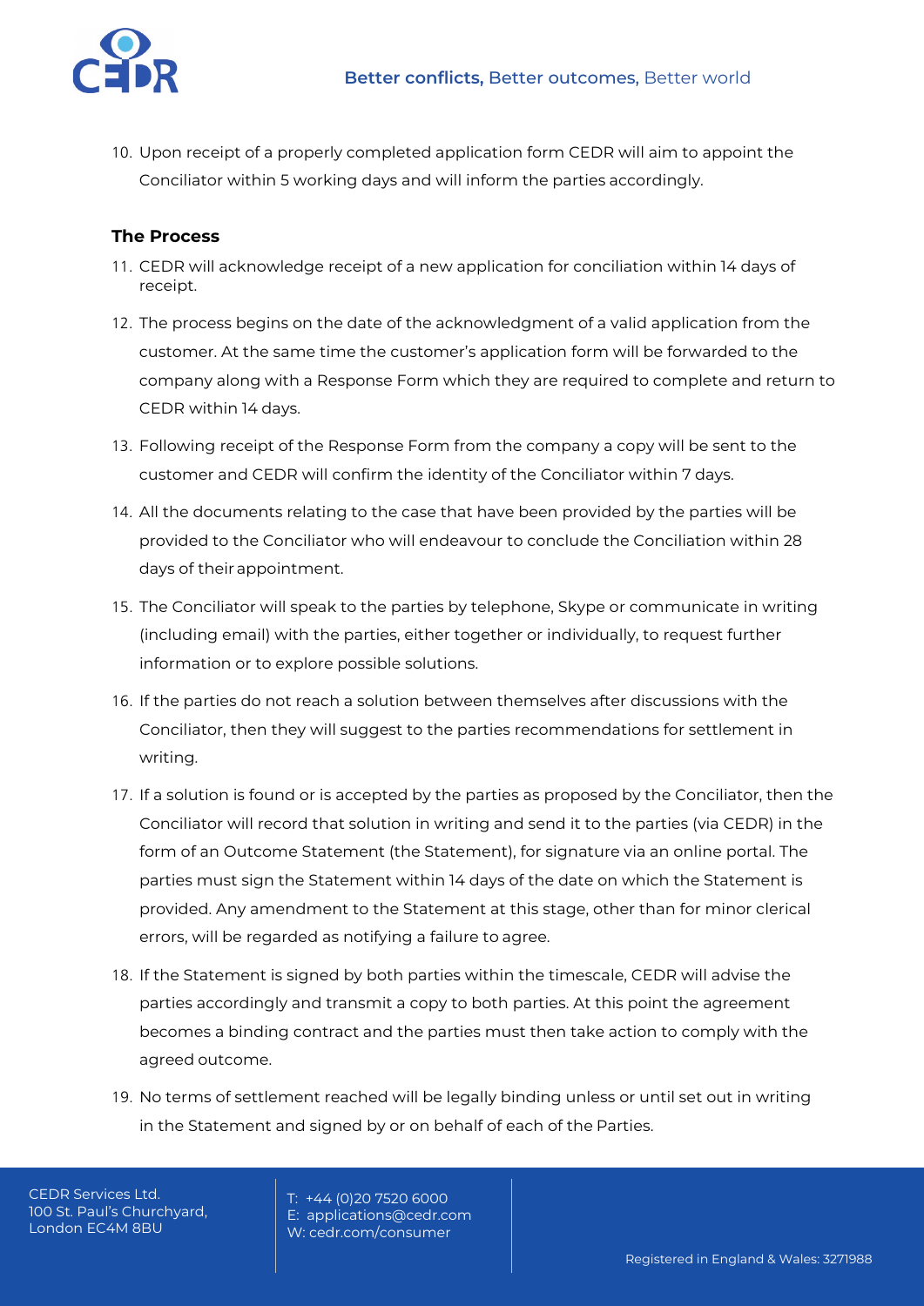10. Upon receipt of a properly completed application form CEDR will aim to appoint the Conciliator within 5 working days and will inform the parties accordingly.

## The Process

11. CEDR will acknowledge receipt of a new application for conciliation within 14 days of receipt.
12. The process begins on the date of the acknowledgment of a valid application from the customer. At the same time the customer's application form will be forwarded to the company along with a Response Form which they are required to complete and return to CEDR within 14 days.
13. Following receipt of the Response Form from the company a copy will be sent to the customer and CEDR will confirm the identity of the Conciliator within 7 days.
14. All the documents relating to the case that have been provided by the parties will be provided to the Conciliator who will endeavour to conclude the Conciliation within 28 days of their appointment.
15. The Conciliator will speak to the parties by telephone, Skype or communicate in writing (including email) with the parties, either together or individually, to request further information or to explore possible solutions.
16. If the parties do not reach a solution between themselves after discussions with the Conciliator, then they will suggest to the parties recommendations for settlement in writing.
17. If a solution is found or is accepted by the parties as proposed by the Conciliator, then the Conciliator will record that solution in writing and send it to the parties (via CEDR) in the form of an Outcome Statement (the Statement), for signature via an online portal. The parties must sign the Statement within 14 days of the date on which the Statement is provided. Any amendment to the Statement at this stage, other than for minor clerical errors, will be regarded as notifying a failure to agree.
18. If the Statement is signed by both parties within the timescale, CEDR will advise the parties accordingly and transmit a copy to both parties. At this point the agreement becomes a binding contract and the parties must then take action to comply with the agreed outcome.
19. No terms of settlement reached will be legally binding unless or until set out in writing in the Statement and signed by or on behalf of each of the Parties.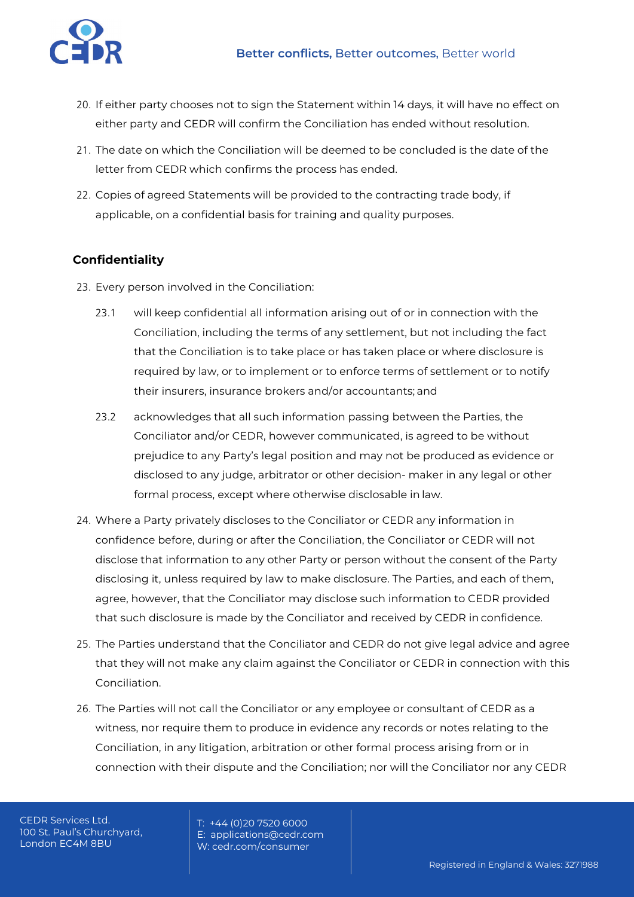20. If either party chooses not to sign the Statement within 14 days, it will have no effect on either party and CEDR will confirm the Conciliation has ended without resolution.

21. The date on which the Conciliation will be deemed to be concluded is the date of the letter from CEDR which confirms the process has ended.

22. Copies of agreed Statements will be provided to the contracting trade body, if applicable, on a confidential basis for training and quality purposes.

## Confidentiality

23. Every person involved in the Conciliation:

    23.1 will keep confidential all information arising out of or in connection with the Conciliation, including the terms of any settlement, but not including the fact that the Conciliation is to take place or has taken place or where disclosure is required by law, or to implement or to enforce terms of settlement or to notify their insurers, insurance brokers and/or accountants; and

    23.2 acknowledges that all such information passing between the Parties, the Conciliator and/or CEDR, however communicated, is agreed to be without prejudice to any Party's legal position and may not be produced as evidence or disclosed to any judge, arbitrator or other decision- maker in any legal or other formal process, except where otherwise disclosable in law.

24. Where a Party privately discloses to the Conciliator or CEDR any information in confidence before, during or after the Conciliation, the Conciliator or CEDR will not disclose that information to any other Party or person without the consent of the Party disclosing it, unless required by law to make disclosure. The Parties, and each of them, agree, however, that the Conciliator may disclose such information to CEDR provided that such disclosure is made by the Conciliator and received by CEDR in confidence.

25. The Parties understand that the Conciliator and CEDR do not give legal advice and agree that they will not make any claim against the Conciliator or CEDR in connection with this Conciliation.

26. The Parties will not call the Conciliator or any employee or consultant of CEDR as a witness, nor require them to produce in evidence any records or notes relating to the Conciliation, in any litigation, arbitration or other formal process arising from or in connection with their dispute and the Conciliation; nor will the Conciliator nor any CEDR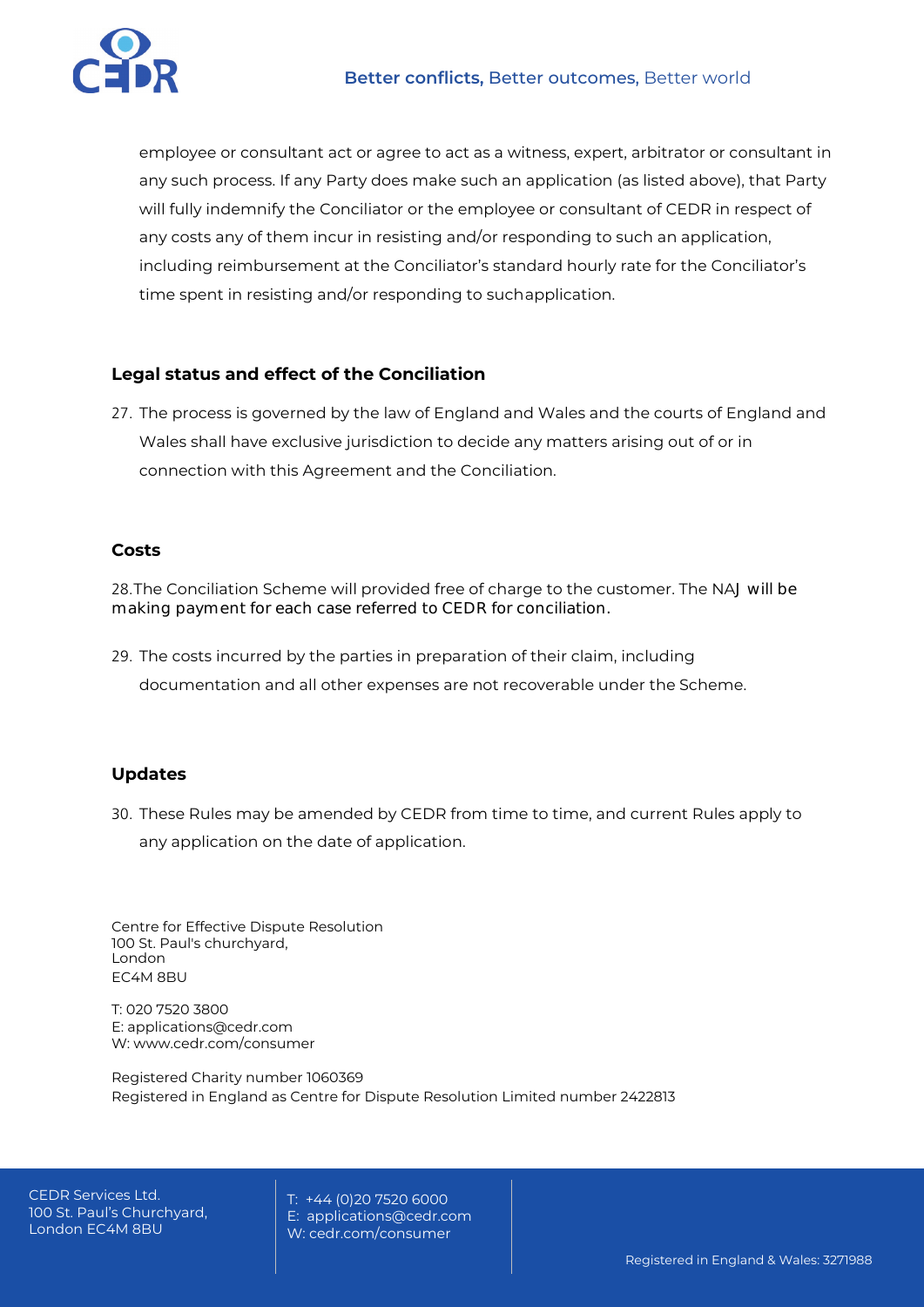employee or consultant act or agree to act as a witness, expert, arbitrator or consultant in any such process. If any Party does make such an application (as listed above), that Party will fully indemnify the Conciliator or the employee or consultant of CEDR in respect of any costs any of them incur in resisting and/or responding to such an application, including reimbursement at the Conciliator's standard hourly rate for the Conciliator's time spent in resisting and/or responding to suchapplication.

## Legal status and effect of the Conciliation

27. The process is governed by the law of England and Wales and the courts of England and Wales shall have exclusive jurisdiction to decide any matters arising out of or in connection with this Agreement and the Conciliation.

## Costs

28.The Conciliation Scheme will provided free of charge to the customer. The NAJ will be making payment for each case referred to CEDR for conciliation.

29. The costs incurred by the parties in preparation of their claim, including documentation and all other expenses are not recoverable under the Scheme.

## Updates

30. These Rules may be amended by CEDR from time to time, and current Rules apply to any application on the date of application.

Centre for Effective Dispute Resolution
100 St. Paul's churchyard,
London
EC4M 8BU

T: 020 7520 3800
E: applications@cedr.com
W: www.cedr.com/consumer

Registered Charity number 1060369
Registered in England as Centre for Dispute Resolution Limited number 2422813